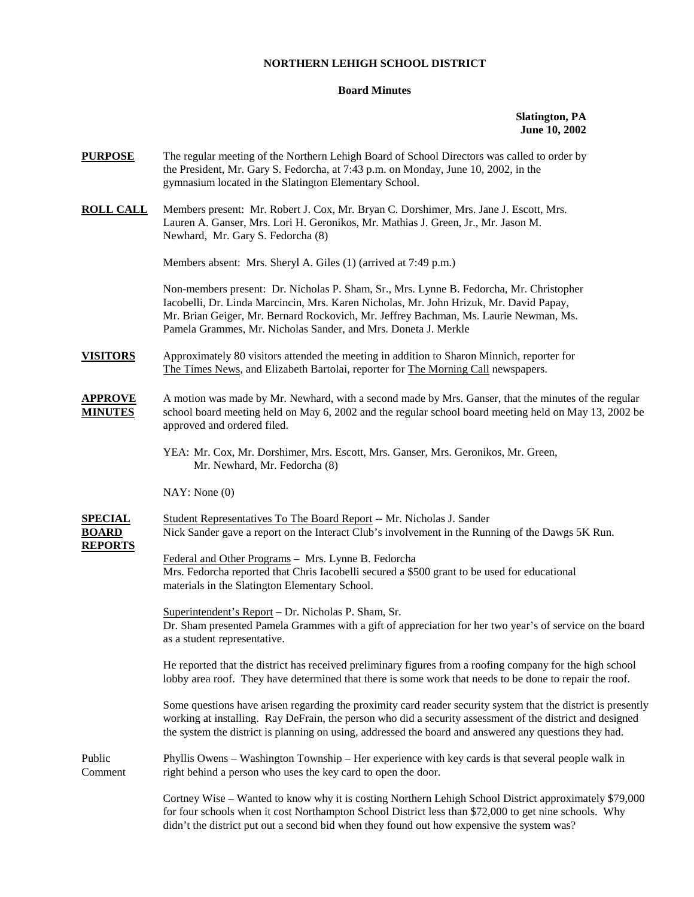**NORTHERN LEHIGH SCHOOL DISTRICT**

**Board Minutes**

**Slatington, PA**
**June 10, 2002**

**PURPOSE** The regular meeting of the Northern Lehigh Board of School Directors was called to order by the President, Mr. Gary S. Fedorcha, at 7:43 p.m. on Monday, June 10, 2002, in the gymnasium located in the Slatington Elementary School.

**ROLL CALL** Members present: Mr. Robert J. Cox, Mr. Bryan C. Dorshimer, Mrs. Jane J. Escott, Mrs. Lauren A. Ganser, Mrs. Lori H. Geronikos, Mr. Mathias J. Green, Jr., Mr. Jason M. Newhard, Mr. Gary S. Fedorcha (8)

Members absent: Mrs. Sheryl A. Giles (1) (arrived at 7:49 p.m.)

Non-members present: Dr. Nicholas P. Sham, Sr., Mrs. Lynne B. Fedorcha, Mr. Christopher Iacobelli, Dr. Linda Marcincin, Mrs. Karen Nicholas, Mr. John Hrizuk, Mr. David Papay, Mr. Brian Geiger, Mr. Bernard Rockovich, Mr. Jeffrey Bachman, Ms. Laurie Newman, Ms. Pamela Grammes, Mr. Nicholas Sander, and Mrs. Doneta J. Merkle

**VISITORS** Approximately 80 visitors attended the meeting in addition to Sharon Minnich, reporter for The Times News, and Elizabeth Bartolai, reporter for The Morning Call newspapers.

**APPROVE MINUTES** A motion was made by Mr. Newhard, with a second made by Mrs. Ganser, that the minutes of the regular school board meeting held on May 6, 2002 and the regular school board meeting held on May 13, 2002 be approved and ordered filed.

YEA: Mr. Cox, Mr. Dorshimer, Mrs. Escott, Mrs. Ganser, Mrs. Geronikos, Mr. Green, Mr. Newhard, Mr. Fedorcha (8)

NAY: None (0)

**SPECIAL BOARD REPORTS** Student Representatives To The Board Report -- Mr. Nicholas J. Sander
Nick Sander gave a report on the Interact Club's involvement in the Running of the Dawgs 5K Run.

Federal and Other Programs – Mrs. Lynne B. Fedorcha
Mrs. Fedorcha reported that Chris Iacobelli secured a $500 grant to be used for educational materials in the Slatington Elementary School.

Superintendent's Report – Dr. Nicholas P. Sham, Sr.
Dr. Sham presented Pamela Grammes with a gift of appreciation for her two year's of service on the board as a student representative.

He reported that the district has received preliminary figures from a roofing company for the high school lobby area roof. They have determined that there is some work that needs to be done to repair the roof.

Some questions have arisen regarding the proximity card reader security system that the district is presently working at installing. Ray DeFrain, the person who did a security assessment of the district and designed the system the district is planning on using, addressed the board and answered any questions they had.

Public Comment Phyllis Owens – Washington Township – Her experience with key cards is that several people walk in right behind a person who uses the key card to open the door.

Cortney Wise – Wanted to know why it is costing Northern Lehigh School District approximately $79,000 for four schools when it cost Northampton School District less than $72,000 to get nine schools. Why didn't the district put out a second bid when they found out how expensive the system was?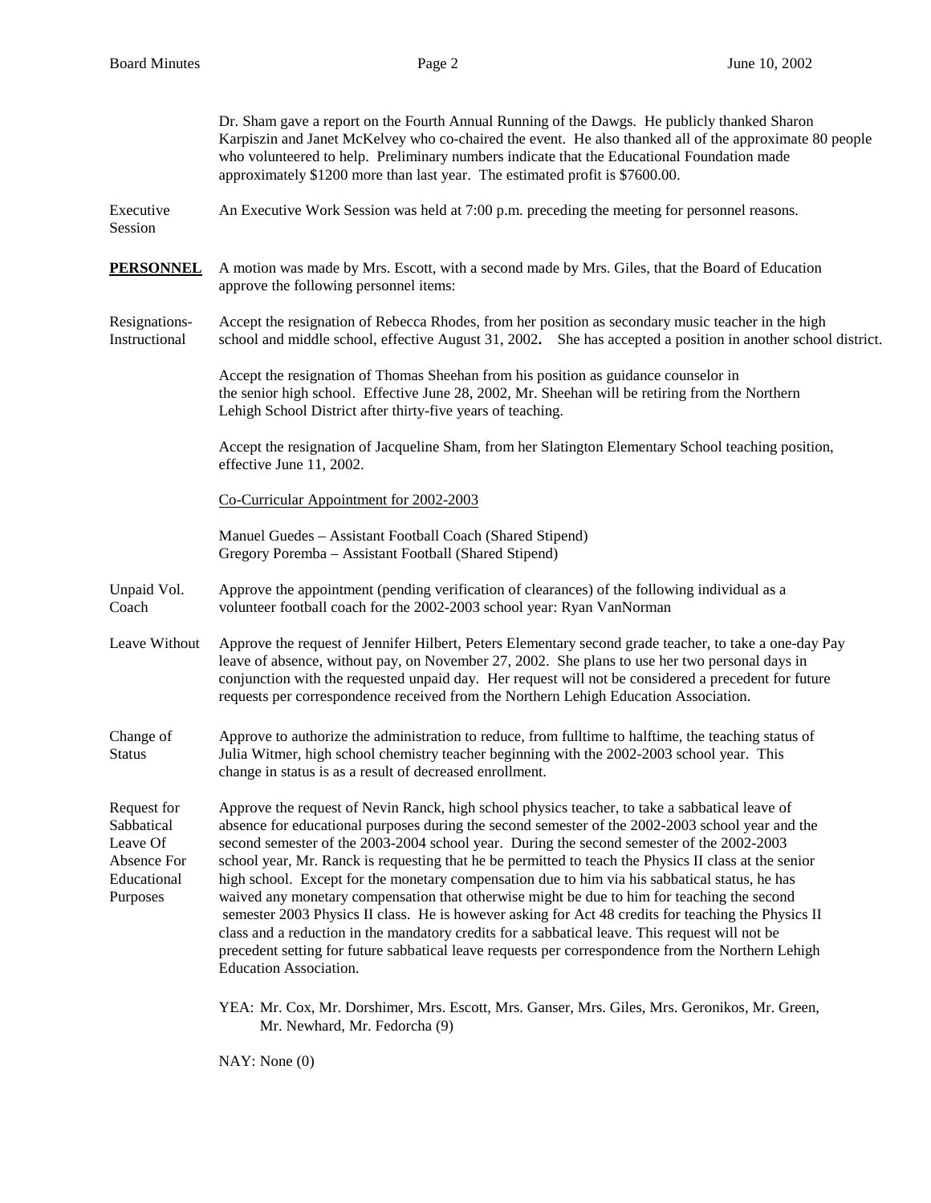Dr. Sham gave a report on the Fourth Annual Running of the Dawgs. He publicly thanked Sharon Karpiszin and Janet McKelvey who co-chaired the event. He also thanked all of the approximate 80 people who volunteered to help. Preliminary numbers indicate that the Educational Foundation made approximately $1200 more than last year. The estimated profit is $7600.00.

**Executive Session**

An Executive Work Session was held at 7:00 p.m. preceding the meeting for personnel reasons.

## PERSONNEL

A motion was made by Mrs. Escott, with a second made by Mrs. Giles, that the Board of Education approve the following personnel items:

**Resignations-Instructional**

Accept the resignation of Rebecca Rhodes, from her position as secondary music teacher in the high school and middle school, effective August 31, 2002**.** She has accepted a position in another school district.

Accept the resignation of Thomas Sheehan from his position as guidance counselor in the senior high school. Effective June 28, 2002, Mr. Sheehan will be retiring from the Northern Lehigh School District after thirty-five years of teaching.

Accept the resignation of Jacqueline Sham, from her Slatington Elementary School teaching position, effective June 11, 2002.

<u>Co-Curricular Appointment for 2002-2003</u>

Manuel Guedes – Assistant Football Coach (Shared Stipend)
Gregory Poremba – Assistant Football (Shared Stipend)

**Unpaid Vol. Coach**

Approve the appointment (pending verification of clearances) of the following individual as a volunteer football coach for the 2002-2003 school year: Ryan VanNorman

**Leave Without Pay**

Approve the request of Jennifer Hilbert, Peters Elementary second grade teacher, to take a one-day leave of absence, without pay, on November 27, 2002. She plans to use her two personal days in conjunction with the requested unpaid day. Her request will not be considered a precedent for future requests per correspondence received from the Northern Lehigh Education Association.

**Change of Status**

Approve to authorize the administration to reduce, from fulltime to halftime, the teaching status of Julia Witmer, high school chemistry teacher beginning with the 2002-2003 school year. This change in status is as a result of decreased enrollment.

**Request for Sabbatical Leave Of Absence For Educational Purposes**

Approve the request of Nevin Ranck, high school physics teacher, to take a sabbatical leave of absence for educational purposes during the second semester of the 2002-2003 school year and the second semester of the 2003-2004 school year. During the second semester of the 2002-2003 school year, Mr. Ranck is requesting that he be permitted to teach the Physics II class at the senior high school. Except for the monetary compensation due to him via his sabbatical status, he has waived any monetary compensation that otherwise might be due to him for teaching the second semester 2003 Physics II class. He is however asking for Act 48 credits for teaching the Physics II class and a reduction in the mandatory credits for a sabbatical leave. This request will not be precedent setting for future sabbatical leave requests per correspondence from the Northern Lehigh Education Association.

YEA: Mr. Cox, Mr. Dorshimer, Mrs. Escott, Mrs. Ganser, Mrs. Giles, Mrs. Geronikos, Mr. Green, Mr. Newhard, Mr. Fedorcha (9)

NAY: None (0)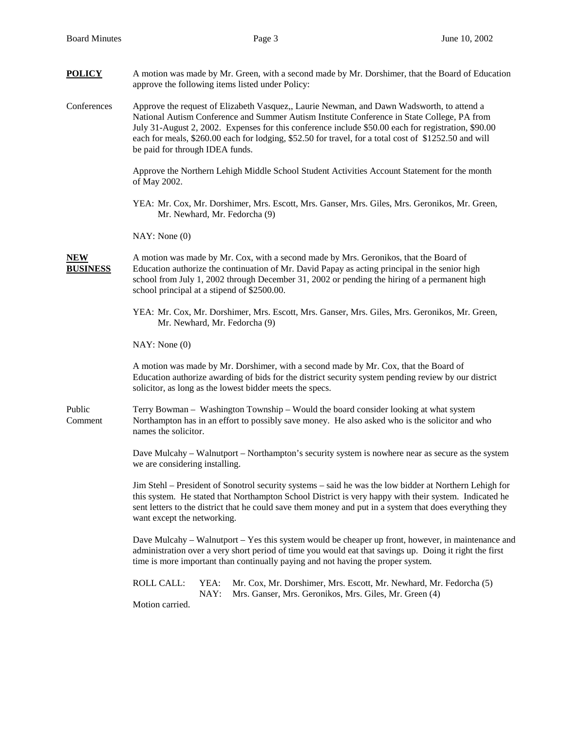**POLICY**

A motion was made by Mr. Green, with a second made by Mr. Dorshimer, that the Board of Education approve the following items listed under Policy:

Conferences

Approve the request of Elizabeth Vasquez,, Laurie Newman, and Dawn Wadsworth, to attend a National Autism Conference and Summer Autism Institute Conference in State College, PA from July 31-August 2, 2002. Expenses for this conference include $50.00 each for registration, $90.00 each for meals, $260.00 each for lodging, $52.50 for travel, for a total cost of $1252.50 and will be paid for through IDEA funds.

Approve the Northern Lehigh Middle School Student Activities Account Statement for the month of May 2002.

YEA: Mr. Cox, Mr. Dorshimer, Mrs. Escott, Mrs. Ganser, Mrs. Giles, Mrs. Geronikos, Mr. Green, Mr. Newhard, Mr. Fedorcha (9)

NAY: None (0)

**NEW BUSINESS**

A motion was made by Mr. Cox, with a second made by Mrs. Geronikos, that the Board of Education authorize the continuation of Mr. David Papay as acting principal in the senior high school from July 1, 2002 through December 31, 2002 or pending the hiring of a permanent high school principal at a stipend of $2500.00.

YEA: Mr. Cox, Mr. Dorshimer, Mrs. Escott, Mrs. Ganser, Mrs. Giles, Mrs. Geronikos, Mr. Green, Mr. Newhard, Mr. Fedorcha (9)

NAY: None (0)

A motion was made by Mr. Dorshimer, with a second made by Mr. Cox, that the Board of Education authorize awarding of bids for the district security system pending review by our district solicitor, as long as the lowest bidder meets the specs.

Public Comment

Terry Bowman – Washington Township – Would the board consider looking at what system Northampton has in an effort to possibly save money. He also asked who is the solicitor and who names the solicitor.

Dave Mulcahy – Walnutport – Northampton's security system is nowhere near as secure as the system we are considering installing.

Jim Stehl – President of Sonotrol security systems – said he was the low bidder at Northern Lehigh for this system. He stated that Northampton School District is very happy with their system. Indicated he sent letters to the district that he could save them money and put in a system that does everything they want except the networking.

Dave Mulcahy – Walnutport – Yes this system would be cheaper up front, however, in maintenance and administration over a very short period of time you would eat that savings up. Doing it right the first time is more important than continually paying and not having the proper system.

ROLL CALL: YEA: Mr. Cox, Mr. Dorshimer, Mrs. Escott, Mr. Newhard, Mr. Fedorcha (5)
NAY: Mrs. Ganser, Mrs. Geronikos, Mrs. Giles, Mr. Green (4)

Motion carried.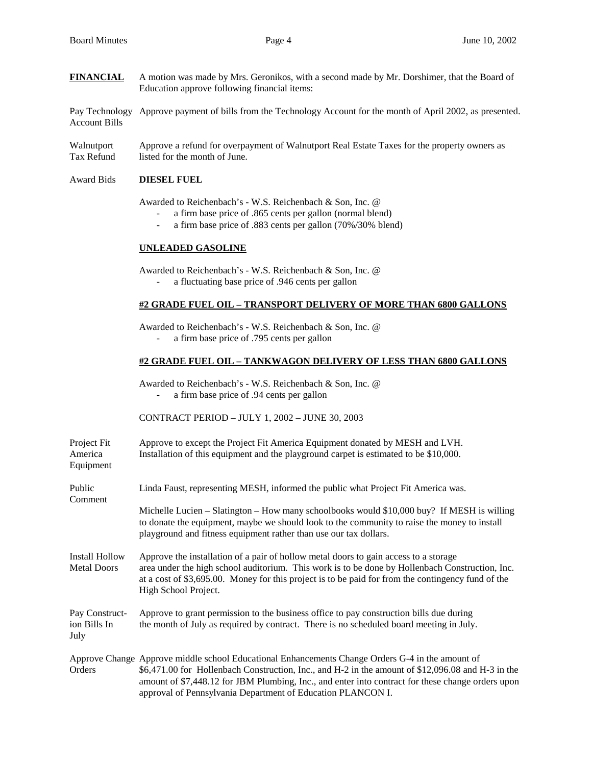**FINANCIAL** A motion was made by Mrs. Geronikos, with a second made by Mr. Dorshimer, that the Board of Education approve following financial items:

Pay Technology Account Bills — Approve payment of bills from the Technology Account for the month of April 2002, as presented.

Walnutport Tax Refund — Approve a refund for overpayment of Walnutport Real Estate Taxes for the property owners as listed for the month of June.

Award Bids

**DIESEL FUEL**

Awarded to Reichenbach's - W.S. Reichenbach & Son, Inc. @

- a firm base price of .865 cents per gallon (normal blend)
- a firm base price of .883 cents per gallon (70%/30% blend)

**UNLEADED GASOLINE**

Awarded to Reichenbach's - W.S. Reichenbach & Son, Inc. @

- a fluctuating base price of .946 cents per gallon

**#2 GRADE FUEL OIL – TRANSPORT DELIVERY OF MORE THAN 6800 GALLONS**

Awarded to Reichenbach's - W.S. Reichenbach & Son, Inc. @

- a firm base price of .795 cents per gallon

**#2 GRADE FUEL OIL – TANKWAGON DELIVERY OF LESS THAN 6800 GALLONS**

Awarded to Reichenbach's - W.S. Reichenbach & Son, Inc. @

- a firm base price of .94 cents per gallon

CONTRACT PERIOD – JULY 1, 2002 – JUNE 30, 2003

Project Fit America Equipment — Approve to except the Project Fit America Equipment donated by MESH and LVH. Installation of this equipment and the playground carpet is estimated to be $10,000.

Public Comment — Linda Faust, representing MESH, informed the public what Project Fit America was.

Michelle Lucien – Slatington – How many schoolbooks would $10,000 buy? If MESH is willing to donate the equipment, maybe we should look to the community to raise the money to install playground and fitness equipment rather than use our tax dollars.

Install Hollow Metal Doors — Approve the installation of a pair of hollow metal doors to gain access to a storage area under the high school auditorium. This work is to be done by Hollenbach Construction, Inc. at a cost of $3,695.00. Money for this project is to be paid for from the contingency fund of the High School Project.

Pay Construction Bills In July — Approve to grant permission to the business office to pay construction bills due during the month of July as required by contract. There is no scheduled board meeting in July.

Approve Change Orders — Approve middle school Educational Enhancements Change Orders G-4 in the amount of $6,471.00 for Hollenbach Construction, Inc., and H-2 in the amount of $12,096.08 and H-3 in the amount of $7,448.12 for JBM Plumbing, Inc., and enter into contract for these change orders upon approval of Pennsylvania Department of Education PLANCON I.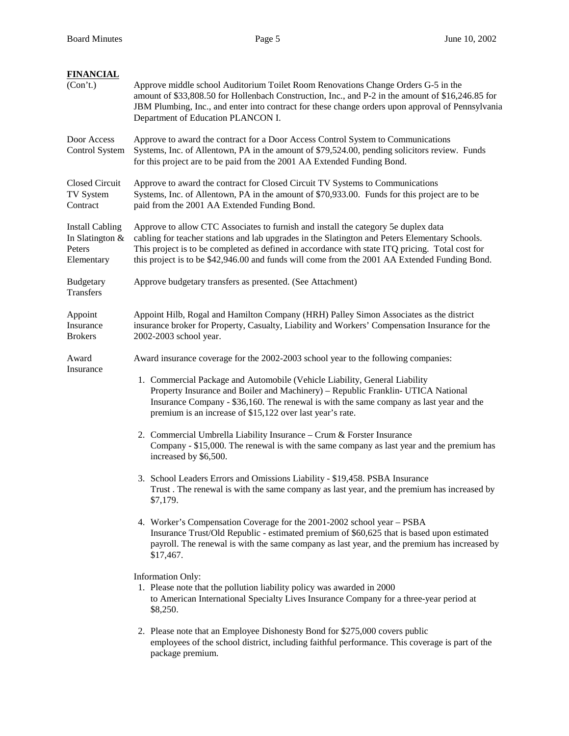**FINANCIAL**

(Con't.) Approve middle school Auditorium Toilet Room Renovations Change Orders G-5 in the amount of $33,808.50 for Hollenbach Construction, Inc., and P-2 in the amount of $16,246.85 for JBM Plumbing, Inc., and enter into contract for these change orders upon approval of Pennsylvania Department of Education PLANCON I.

Door Access Control System — Approve to award the contract for a Door Access Control System to Communications Systems, Inc. of Allentown, PA in the amount of $79,524.00, pending solicitors review. Funds for this project are to be paid from the 2001 AA Extended Funding Bond.

Closed Circuit TV System Contract — Approve to award the contract for Closed Circuit TV Systems to Communications Systems, Inc. of Allentown, PA in the amount of $70,933.00. Funds for this project are to be paid from the 2001 AA Extended Funding Bond.

Install Cabling In Slatington & Peters Elementary — Approve to allow CTC Associates to furnish and install the category 5e duplex data cabling for teacher stations and lab upgrades in the Slatington and Peters Elementary Schools. This project is to be completed as defined in accordance with state ITQ pricing. Total cost for this project is to be $42,946.00 and funds will come from the 2001 AA Extended Funding Bond.

Budgetary Transfers — Approve budgetary transfers as presented. (See Attachment)

Appoint Insurance Brokers — Appoint Hilb, Rogal and Hamilton Company (HRH) Palley Simon Associates as the district insurance broker for Property, Casualty, Liability and Workers' Compensation Insurance for the 2002-2003 school year.

Award Insurance — Award insurance coverage for the 2002-2003 school year to the following companies:

1. Commercial Package and Automobile (Vehicle Liability, General Liability Property Insurance and Boiler and Machinery) – Republic Franklin- UTICA National Insurance Company - $36,160. The renewal is with the same company as last year and the premium is an increase of $15,122 over last year's rate.
2. Commercial Umbrella Liability Insurance – Crum & Forster Insurance Company - $15,000. The renewal is with the same company as last year and the premium has increased by $6,500.
3. School Leaders Errors and Omissions Liability - $19,458. PSBA Insurance Trust . The renewal is with the same company as last year, and the premium has increased by $7,179.
4. Worker's Compensation Coverage for the 2001-2002 school year – PSBA Insurance Trust/Old Republic - estimated premium of $60,625 that is based upon estimated payroll. The renewal is with the same company as last year, and the premium has increased by $17,467.

Information Only:

1. Please note that the pollution liability policy was awarded in 2000 to American International Specialty Lives Insurance Company for a three-year period at $8,250.
2. Please note that an Employee Dishonesty Bond for $275,000 covers public employees of the school district, including faithful performance. This coverage is part of the package premium.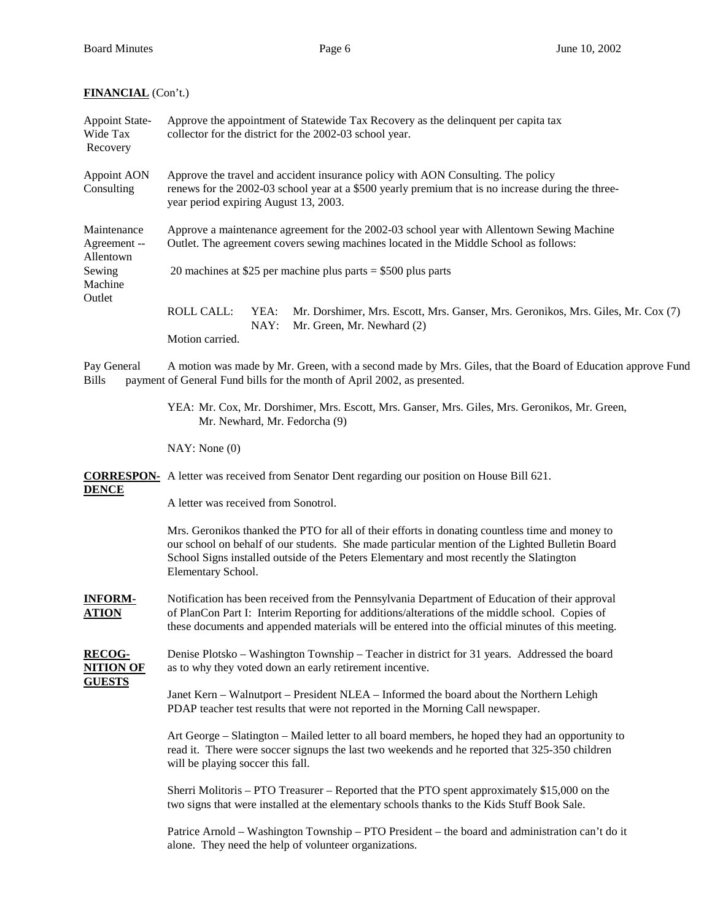**FINANCIAL** (Con't.)

**Appoint State-Wide Tax Recovery**
Approve the appointment of Statewide Tax Recovery as the delinquent per capita tax collector for the district for the 2002-03 school year.

**Appoint AON Consulting**
Approve the travel and accident insurance policy with AON Consulting. The policy renews for the 2002-03 school year at a $500 yearly premium that is no increase during the three-year period expiring August 13, 2003.

**Maintenance Agreement -- Allentown Sewing Machine Outlet**
Approve a maintenance agreement for the 2002-03 school year with Allentown Sewing Machine Outlet. The agreement covers sewing machines located in the Middle School as follows:

20 machines at $25 per machine plus parts = $500 plus parts

ROLL CALL:
YEA: Mr. Dorshimer, Mrs. Escott, Mrs. Ganser, Mrs. Geronikos, Mrs. Giles, Mr. Cox (7)
NAY: Mr. Green, Mr. Newhard (2)

Motion carried.

**Pay General Fund Bills**
A motion was made by Mr. Green, with a second made by Mrs. Giles, that the Board of Education approve payment of General Fund bills for the month of April 2002, as presented.

YEA: Mr. Cox, Mr. Dorshimer, Mrs. Escott, Mrs. Ganser, Mrs. Giles, Mrs. Geronikos, Mr. Green, Mr. Newhard, Mr. Fedorcha (9)

NAY: None (0)

**CORRESPONDENCE**

A letter was received from Senator Dent regarding our position on House Bill 621.

A letter was received from Sonotrol.

Mrs. Geronikos thanked the PTO for all of their efforts in donating countless time and money to our school on behalf of our students. She made particular mention of the Lighted Bulletin Board School Signs installed outside of the Peters Elementary and most recently the Slatington Elementary School.

**INFORMATION**

Notification has been received from the Pennsylvania Department of Education of their approval of PlanCon Part I: Interim Reporting for additions/alterations of the middle school. Copies of these documents and appended materials will be entered into the official minutes of this meeting.

**RECOGNITION OF GUESTS**

Denise Plotsko – Washington Township – Teacher in district for 31 years. Addressed the board as to why they voted down an early retirement incentive.

Janet Kern – Walnutport – President NLEA – Informed the board about the Northern Lehigh PDAP teacher test results that were not reported in the Morning Call newspaper.

Art George – Slatington – Mailed letter to all board members, he hoped they had an opportunity to read it. There were soccer signups the last two weekends and he reported that 325-350 children will be playing soccer this fall.

Sherri Molitoris – PTO Treasurer – Reported that the PTO spent approximately $15,000 on the two signs that were installed at the elementary schools thanks to the Kids Stuff Book Sale.

Patrice Arnold – Washington Township – PTO President – the board and administration can't do it alone. They need the help of volunteer organizations.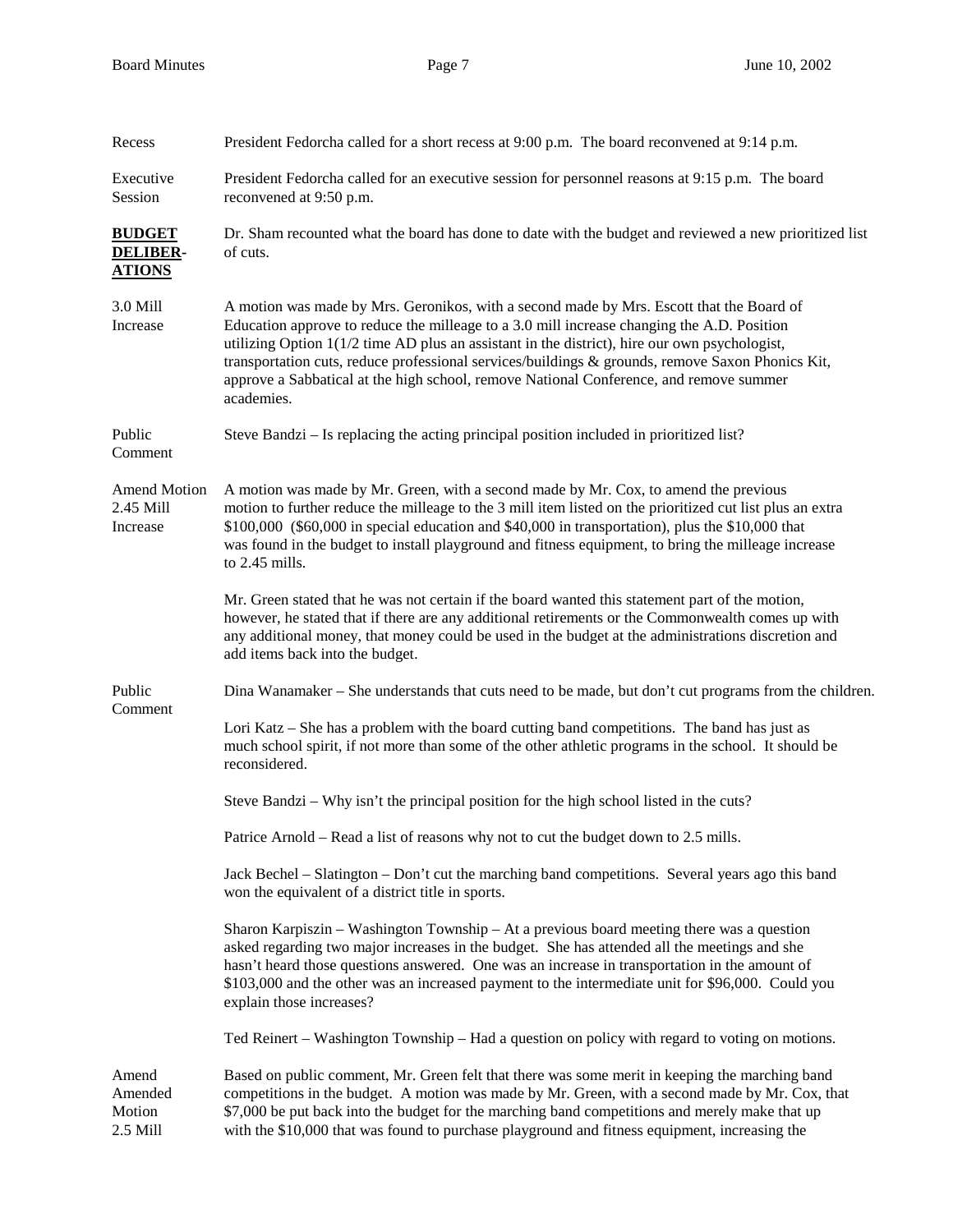**Recess** President Fedorcha called for a short recess at 9:00 p.m. The board reconvened at 9:14 p.m.

**Executive Session** President Fedorcha called for an executive session for personnel reasons at 9:15 p.m. The board reconvened at 9:50 p.m.

## BUDGET DELIBER-ATIONS

Dr. Sham recounted what the board has done to date with the budget and reviewed a new prioritized list of cuts.

**3.0 Mill Increase** A motion was made by Mrs. Geronikos, with a second made by Mrs. Escott that the Board of Education approve to reduce the milleage to a 3.0 mill increase changing the A.D. Position utilizing Option 1(1/2 time AD plus an assistant in the district), hire our own psychologist, transportation cuts, reduce professional services/buildings & grounds, remove Saxon Phonics Kit, approve a Sabbatical at the high school, remove National Conference, and remove summer academies.

**Public Comment** Steve Bandzi – Is replacing the acting principal position included in prioritized list?

**Amend Motion 2.45 Mill Increase** A motion was made by Mr. Green, with a second made by Mr. Cox, to amend the previous motion to further reduce the milleage to the 3 mill item listed on the prioritized cut list plus an extra $100,000 ($60,000 in special education and $40,000 in transportation), plus the $10,000 that was found in the budget to install playground and fitness equipment, to bring the milleage increase to 2.45 mills.

Mr. Green stated that he was not certain if the board wanted this statement part of the motion, however, he stated that if there are any additional retirements or the Commonwealth comes up with any additional money, that money could be used in the budget at the administrations discretion and add items back into the budget.

**Public Comment** Dina Wanamaker – She understands that cuts need to be made, but don't cut programs from the children.

Lori Katz – She has a problem with the board cutting band competitions. The band has just as much school spirit, if not more than some of the other athletic programs in the school. It should be reconsidered.

Steve Bandzi – Why isn't the principal position for the high school listed in the cuts?

Patrice Arnold – Read a list of reasons why not to cut the budget down to 2.5 mills.

Jack Bechel – Slatington – Don't cut the marching band competitions. Several years ago this band won the equivalent of a district title in sports.

Sharon Karpiszin – Washington Township – At a previous board meeting there was a question asked regarding two major increases in the budget. She has attended all the meetings and she hasn't heard those questions answered. One was an increase in transportation in the amount of $103,000 and the other was an increased payment to the intermediate unit for $96,000. Could you explain those increases?

Ted Reinert – Washington Township – Had a question on policy with regard to voting on motions.

**Amend Amended Motion 2.5 Mill** Based on public comment, Mr. Green felt that there was some merit in keeping the marching band competitions in the budget. A motion was made by Mr. Green, with a second made by Mr. Cox, that $7,000 be put back into the budget for the marching band competitions and merely make that up with the $10,000 that was found to purchase playground and fitness equipment, increasing the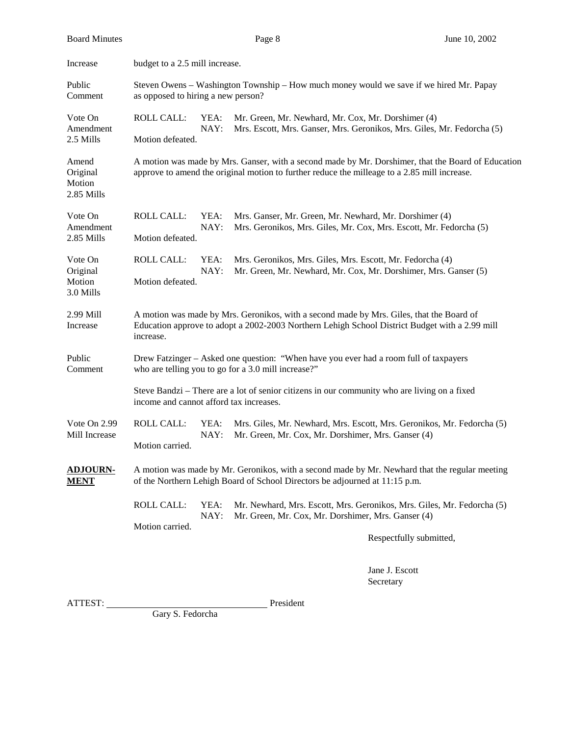| | |
|---|---|
| Increase | budget to a 2.5 mill increase. |
| Public Comment | Steven Owens – Washington Township – How much money would we save if we hired Mr. Papay as opposed to hiring a new person? |
| Vote On Amendment 2.5 Mills | ROLL CALL: YEA: Mr. Green, Mr. Newhard, Mr. Cox, Mr. Dorshimer (4)<br>NAY: Mrs. Escott, Mrs. Ganser, Mrs. Geronikos, Mrs. Giles, Mr. Fedorcha (5)<br>Motion defeated. |
| Amend Original Motion 2.85 Mills | A motion was made by Mrs. Ganser, with a second made by Mr. Dorshimer, that the Board of Education approve to amend the original motion to further reduce the milleage to a 2.85 mill increase. |
| Vote On Amendment 2.85 Mills | ROLL CALL: YEA: Mrs. Ganser, Mr. Green, Mr. Newhard, Mr. Dorshimer (4)<br>NAY: Mrs. Geronikos, Mrs. Giles, Mr. Cox, Mrs. Escott, Mr. Fedorcha (5)<br>Motion defeated. |
| Vote On Original Motion 3.0 Mills | ROLL CALL: YEA: Mrs. Geronikos, Mrs. Giles, Mrs. Escott, Mr. Fedorcha (4)<br>NAY: Mr. Green, Mr. Newhard, Mr. Cox, Mr. Dorshimer, Mrs. Ganser (5)<br>Motion defeated. |
| 2.99 Mill Increase | A motion was made by Mrs. Geronikos, with a second made by Mrs. Giles, that the Board of Education approve to adopt a 2002-2003 Northern Lehigh School District Budget with a 2.99 mill increase. |
| Public Comment | Drew Fatzinger – Asked one question: "When have you ever had a room full of taxpayers who are telling you to go for a 3.0 mill increase?"<br><br>Steve Bandzi – There are a lot of senior citizens in our community who are living on a fixed income and cannot afford tax increases. |
| Vote On 2.99 Mill Increase | ROLL CALL: YEA: Mrs. Giles, Mr. Newhard, Mrs. Escott, Mrs. Geronikos, Mr. Fedorcha (5)<br>NAY: Mr. Green, Mr. Cox, Mr. Dorshimer, Mrs. Ganser (4)<br>Motion carried. |
| **ADJOURN-MENT** | A motion was made by Mr. Geronikos, with a second made by Mr. Newhard that the regular meeting of the Northern Lehigh Board of School Directors be adjourned at 11:15 p.m.<br><br>ROLL CALL: YEA: Mr. Newhard, Mrs. Escott, Mrs. Geronikos, Mrs. Giles, Mr. Fedorcha (5)<br>NAY: Mr. Green, Mr. Cox, Mr. Dorshimer, Mrs. Ganser (4)<br>Motion carried. |

Respectfully submitted,

Jane J. Escott
Secretary

ATTEST: ______________________________ President
Gary S. Fedorcha